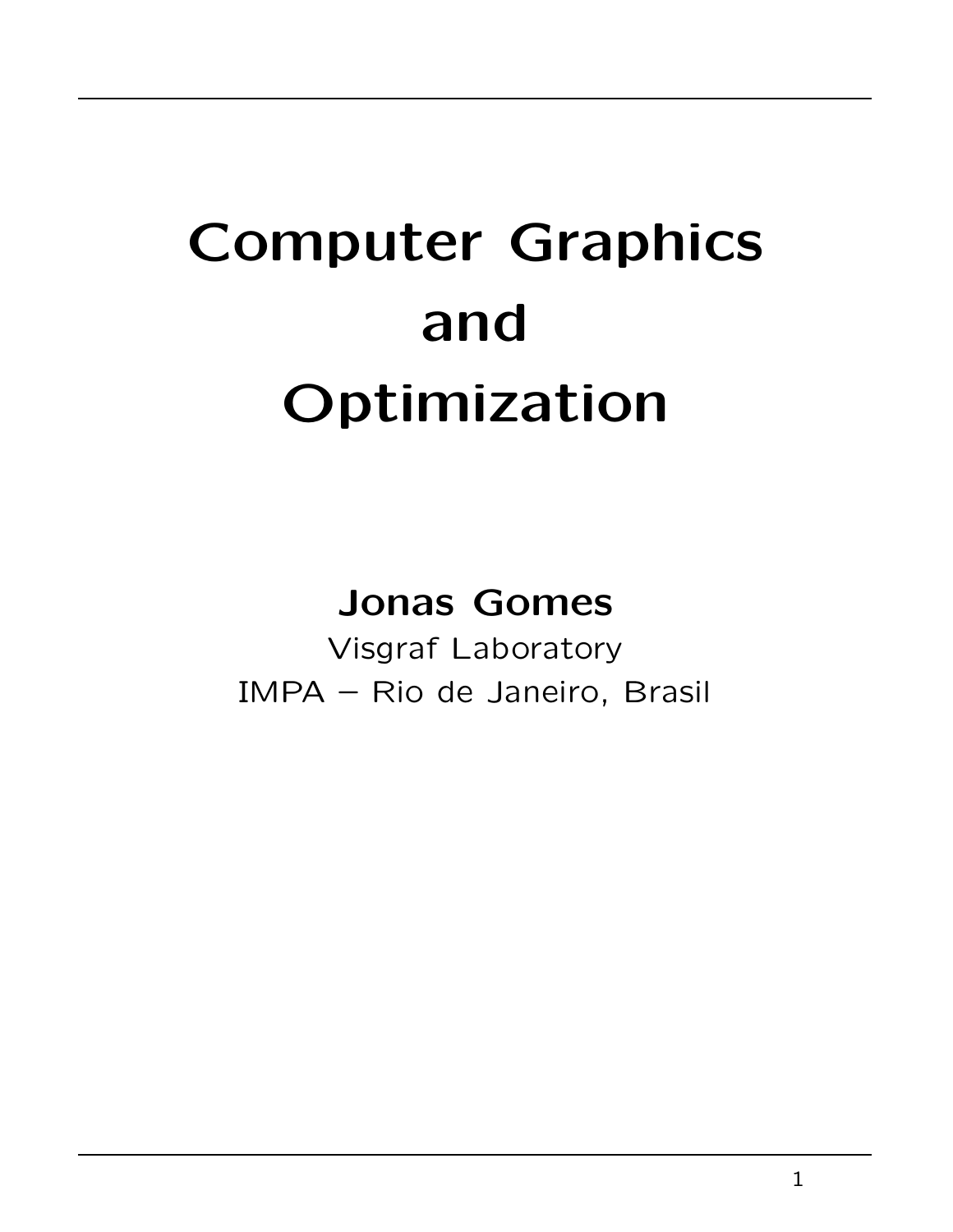# Computer Graphics and Optimization

**Jonas Gomes**

Visgraf Laboratory

IMPA – Rio de Janeiro, Brasil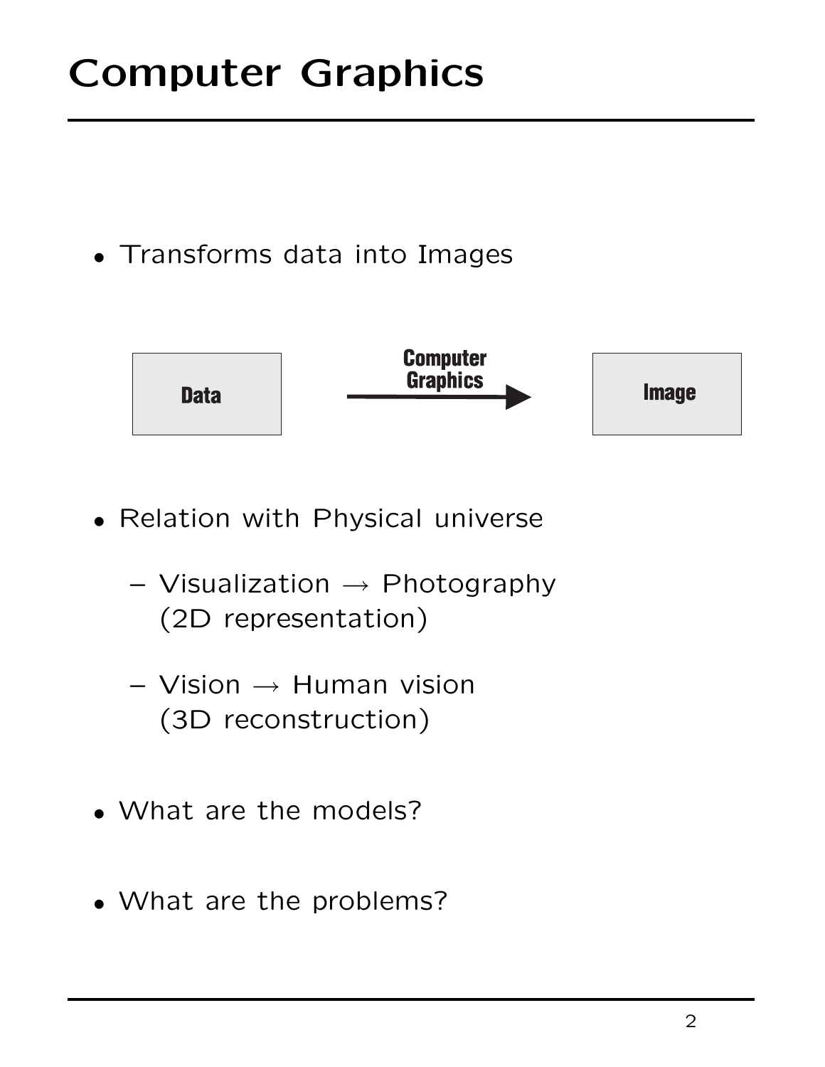# Computer Graphics

- Transforms data into Images

Data → Computer Graphics → Image

- Relation with Physical universe
  - Visualization → Photography (2D representation)
  - Vision → Human vision (3D reconstruction)
- What are the models?
- What are the problems?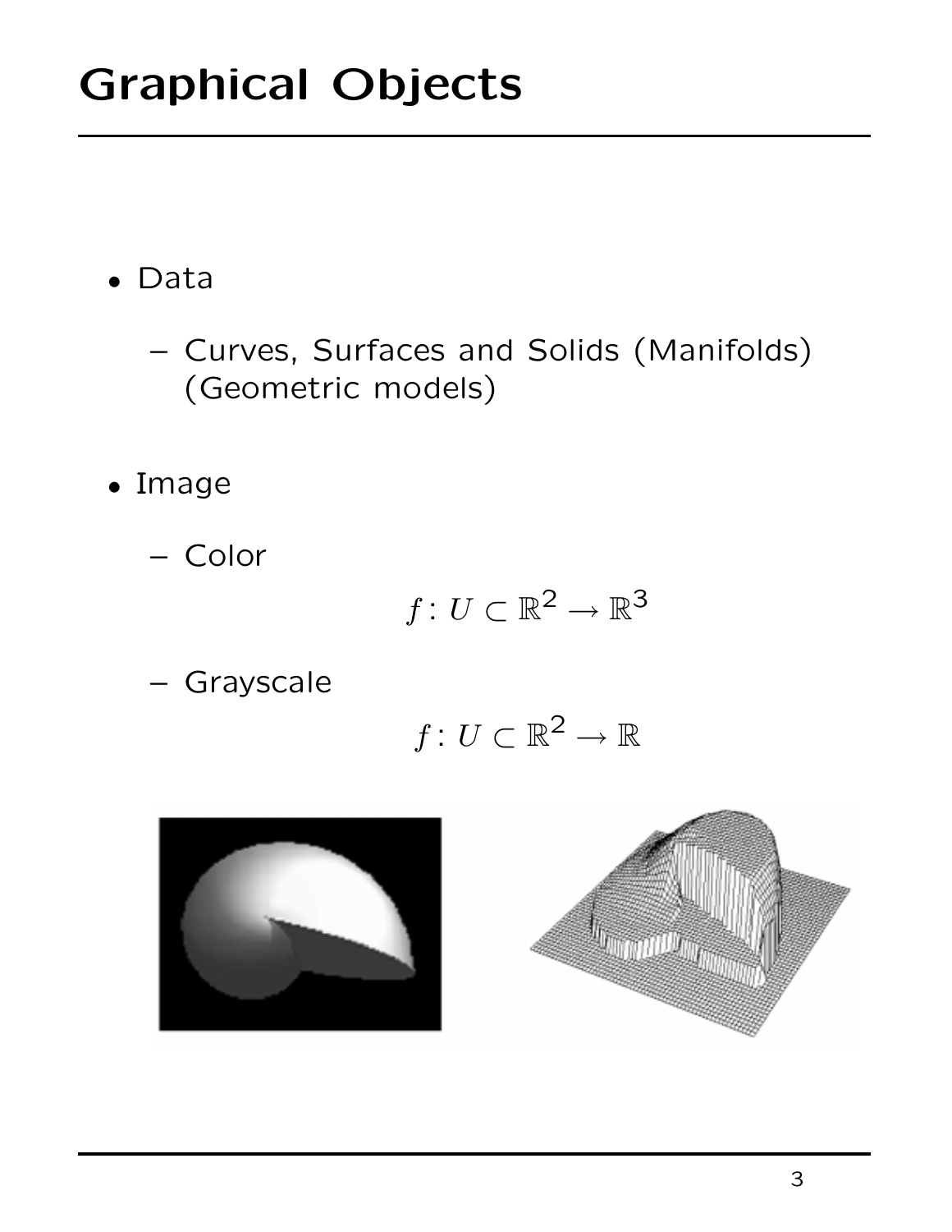# Graphical Objects

- Data
  - Curves, Surfaces and Solids (Manifolds) (Geometric models)
- Image
  - Color

$$f\colon U \subset \mathbb{R}^2 \to \mathbb{R}^3$$

  - Grayscale

$$f\colon U \subset \mathbb{R}^2 \to \mathbb{R}$$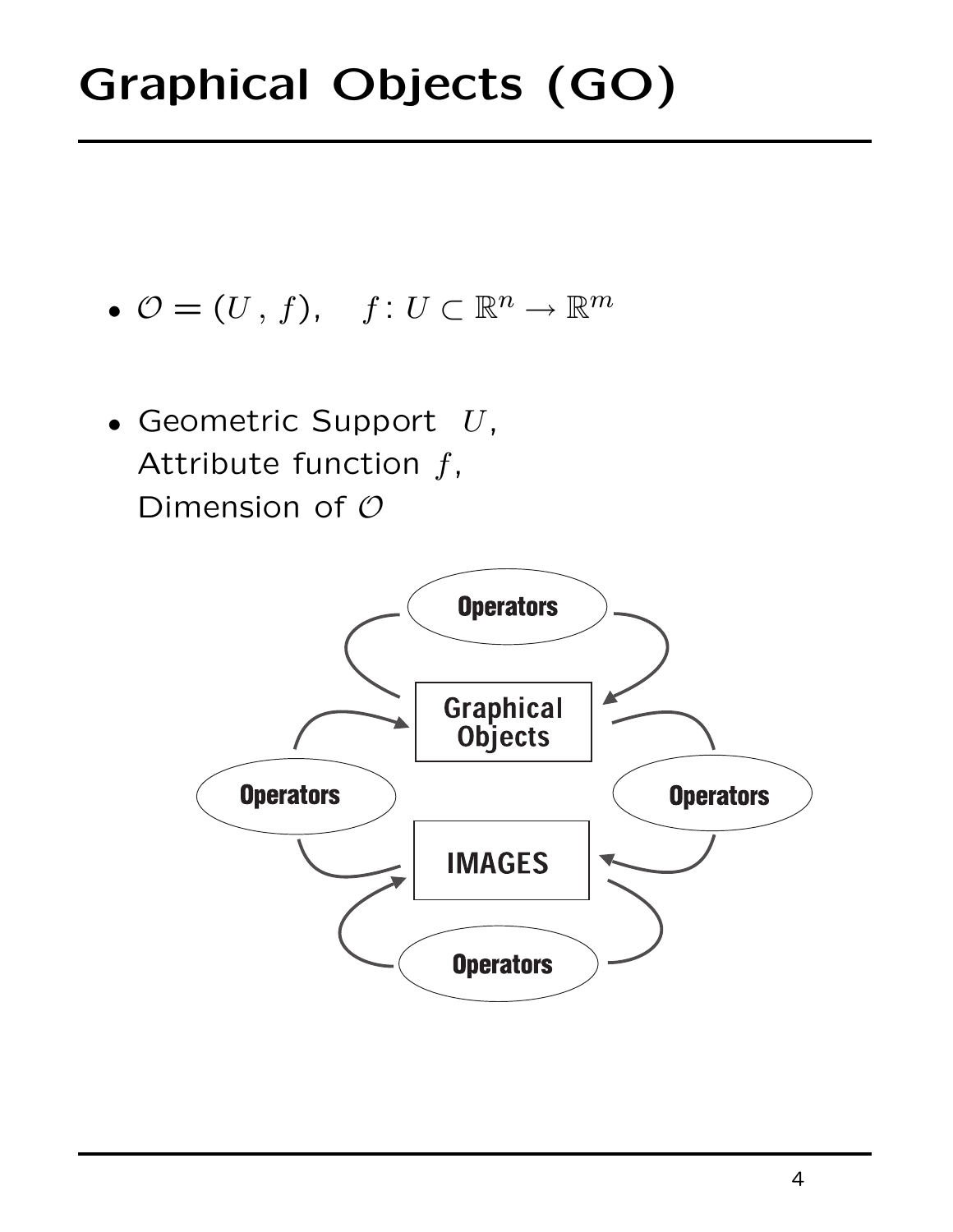# Graphical Objects (GO)

- $\mathcal{O} = (U\,,\,f)$, $\quad f\colon U \subset \mathbb{R}^n \to \mathbb{R}^m$

- Geometric Support $U$,
  Attribute function $f$,
  Dimension of $\mathcal{O}$

Operators

Graphical Objects

Operators

Operators

IMAGES

Operators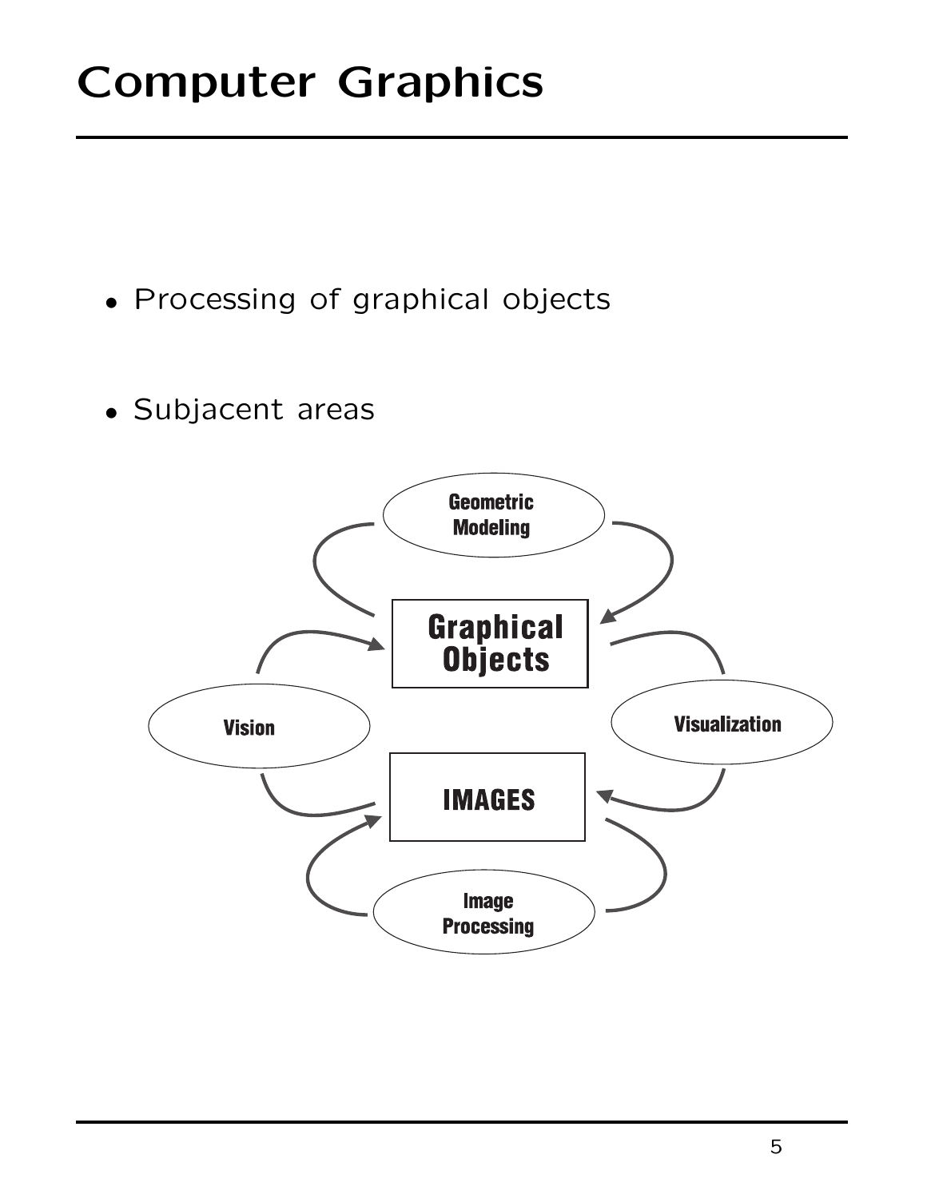# Computer Graphics

- Processing of graphical objects
- Subjacent areas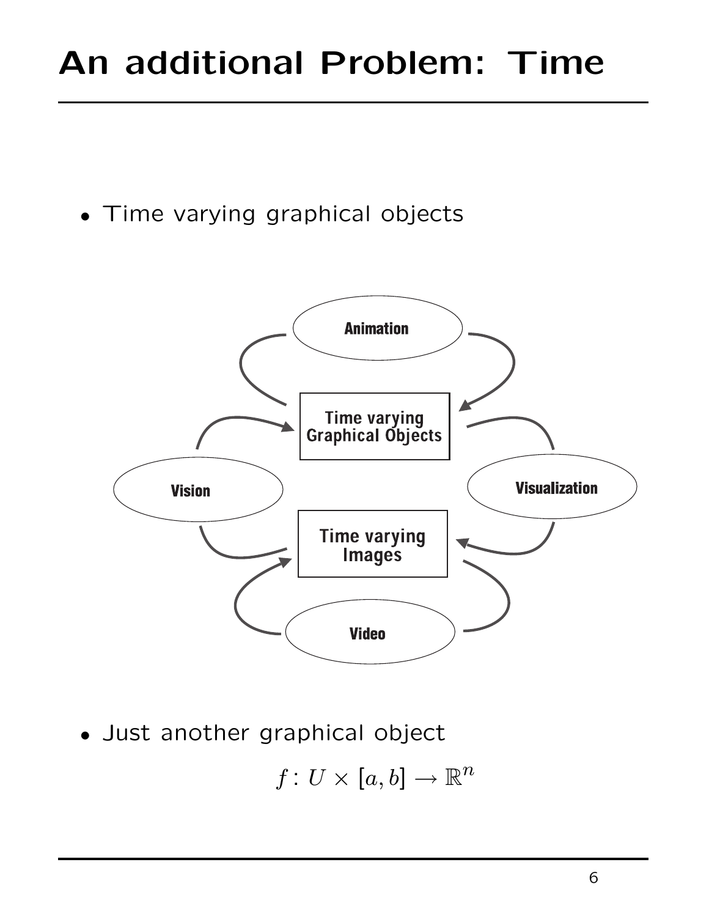# An additional Problem: Time

- Time varying graphical objects

- Just another graphical object

$$f: U \times [a, b] \to \mathbb{R}^n$$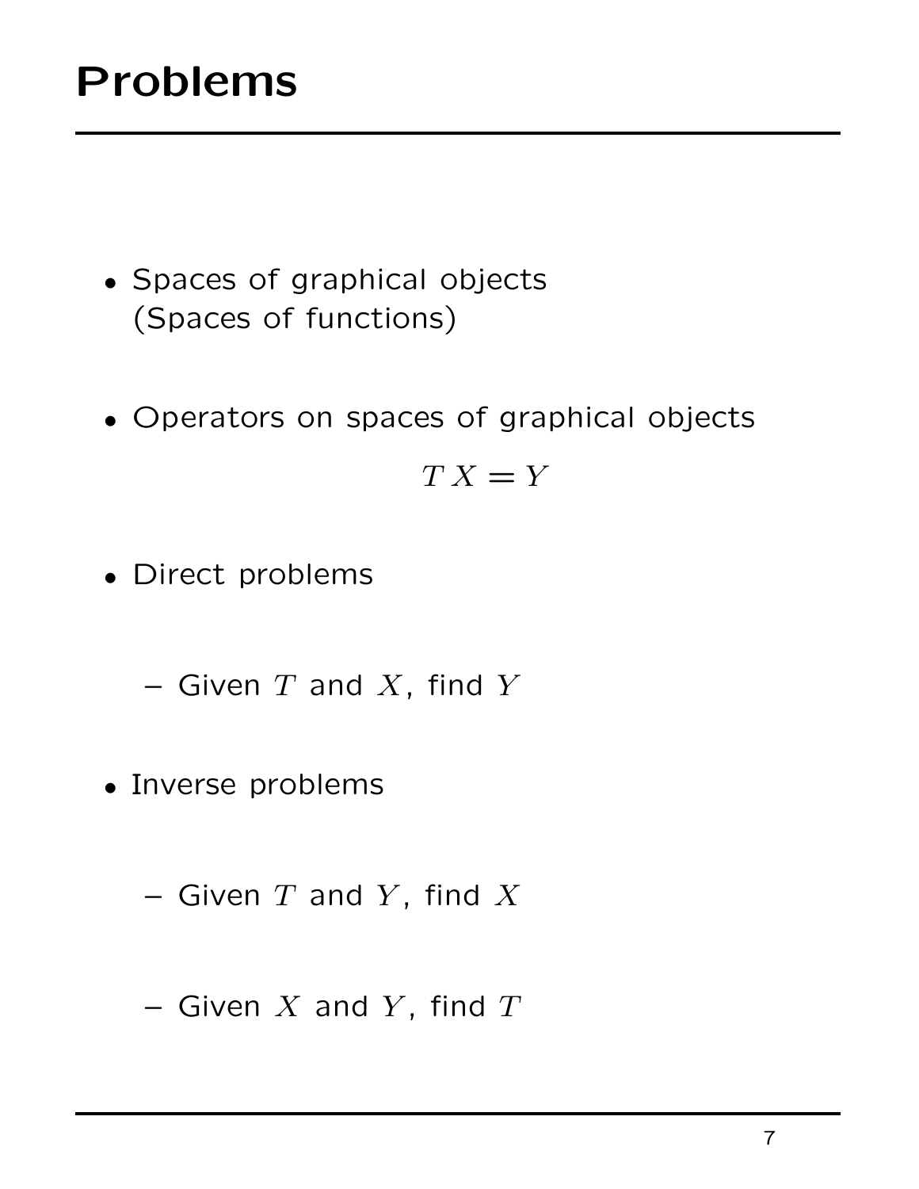# Problems

- Spaces of graphical objects
  (Spaces of functions)

- Operators on spaces of graphical objects

$$T\,X = Y$$

- Direct problems

  - Given $T$ and $X$, find $Y$

- Inverse problems

  - Given $T$ and $Y$, find $X$

  - Given $X$ and $Y$, find $T$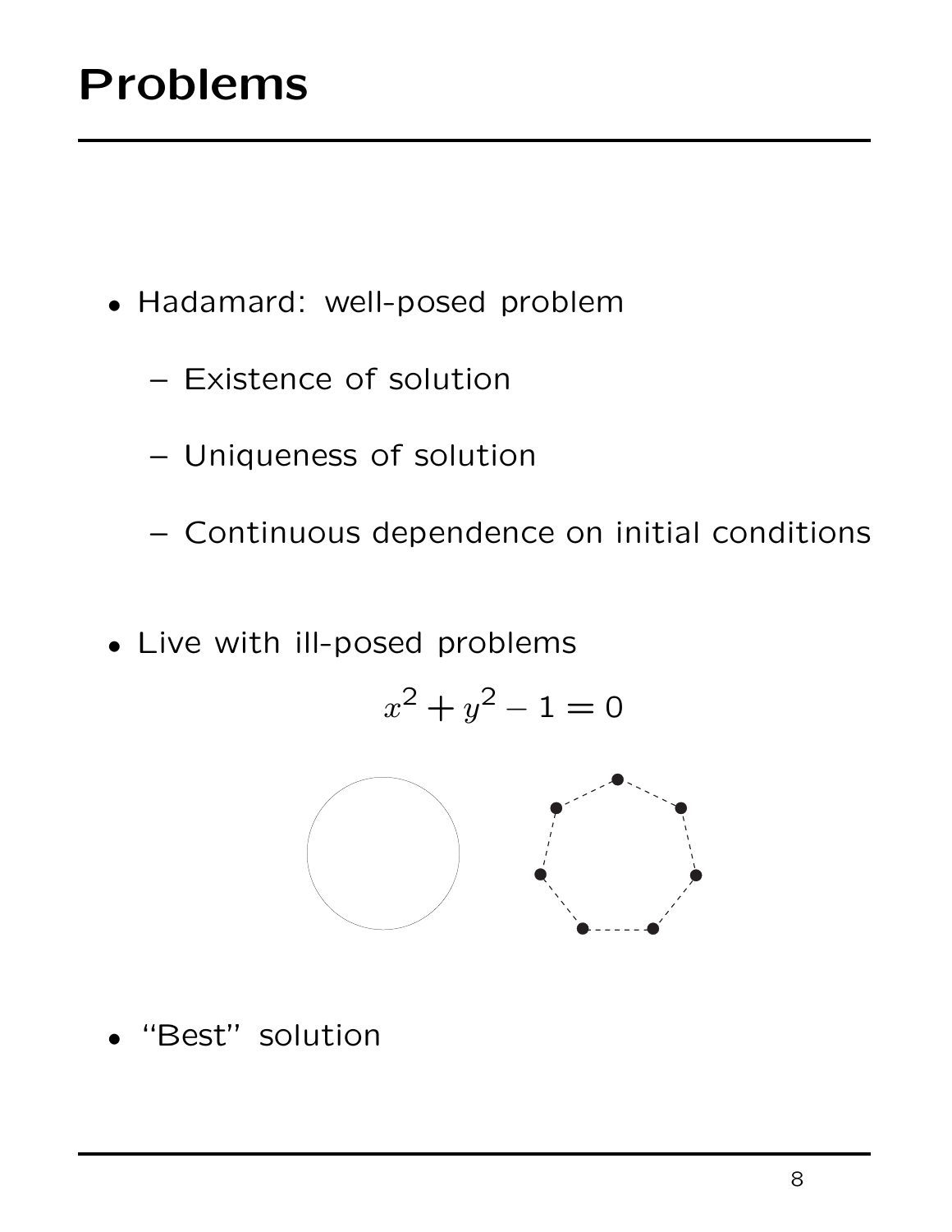# Problems

- Hadamard: well-posed problem
  - Existence of solution
  - Uniqueness of solution
  - Continuous dependence on initial conditions

- Live with ill-posed problems

$$x^2 + y^2 - 1 = 0$$

- "Best" solution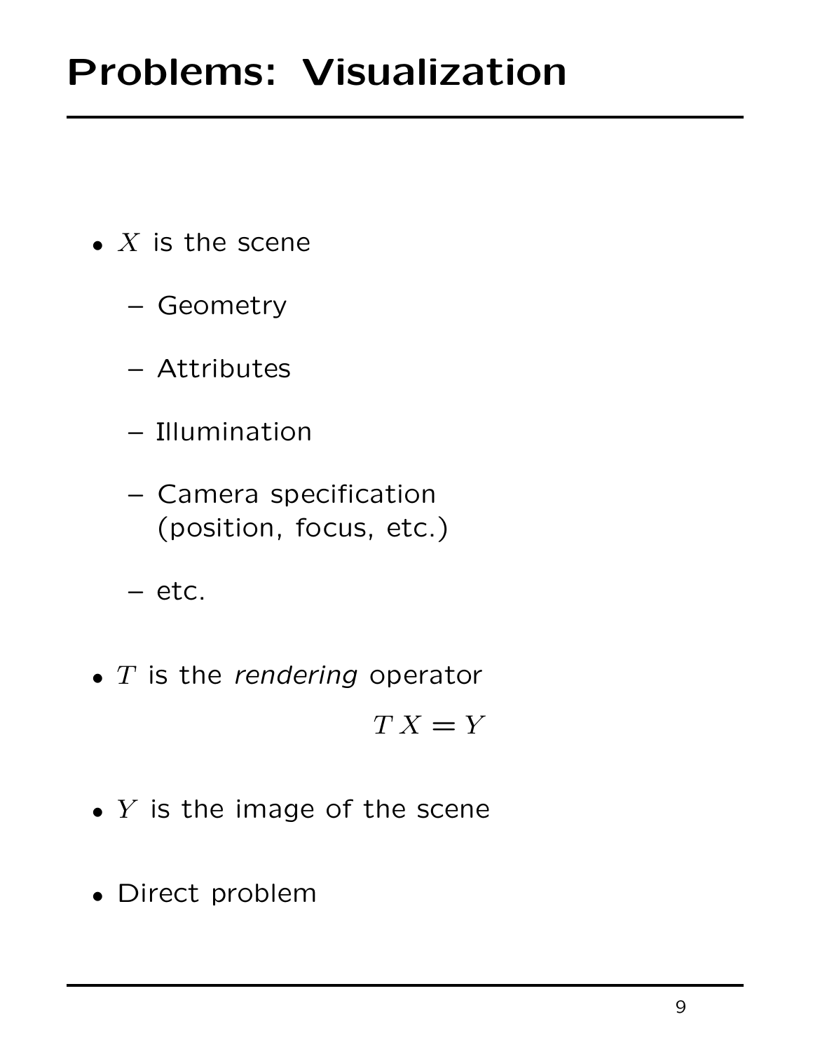# Problems: Visualization

- $X$ is the scene
  - Geometry
  - Attributes
  - Illumination
  - Camera specification (position, focus, etc.)
  - etc.
- $T$ is the *rendering* operator

$$T\,X = Y$$

- $Y$ is the image of the scene
- Direct problem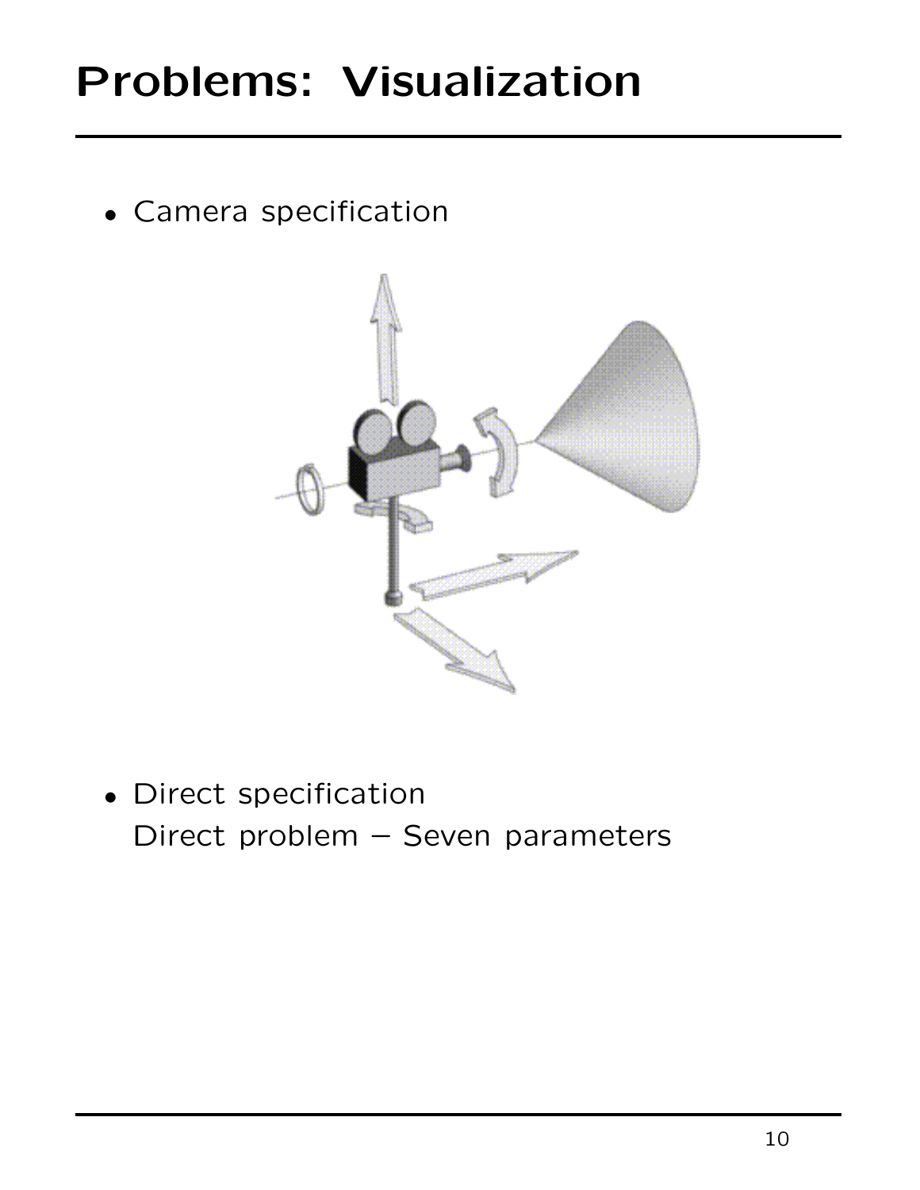# Problems: Visualization

- Camera specification

- Direct specification
  Direct problem – Seven parameters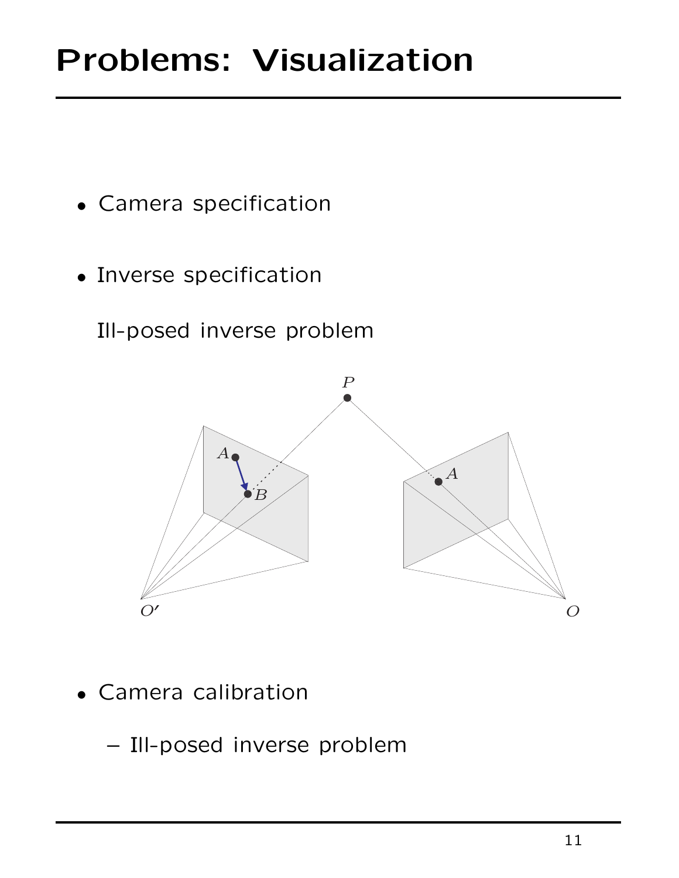# Problems: Visualization

- Camera specification

- Inverse specification

  Ill-posed inverse problem

- Camera calibration

  – Ill-posed inverse problem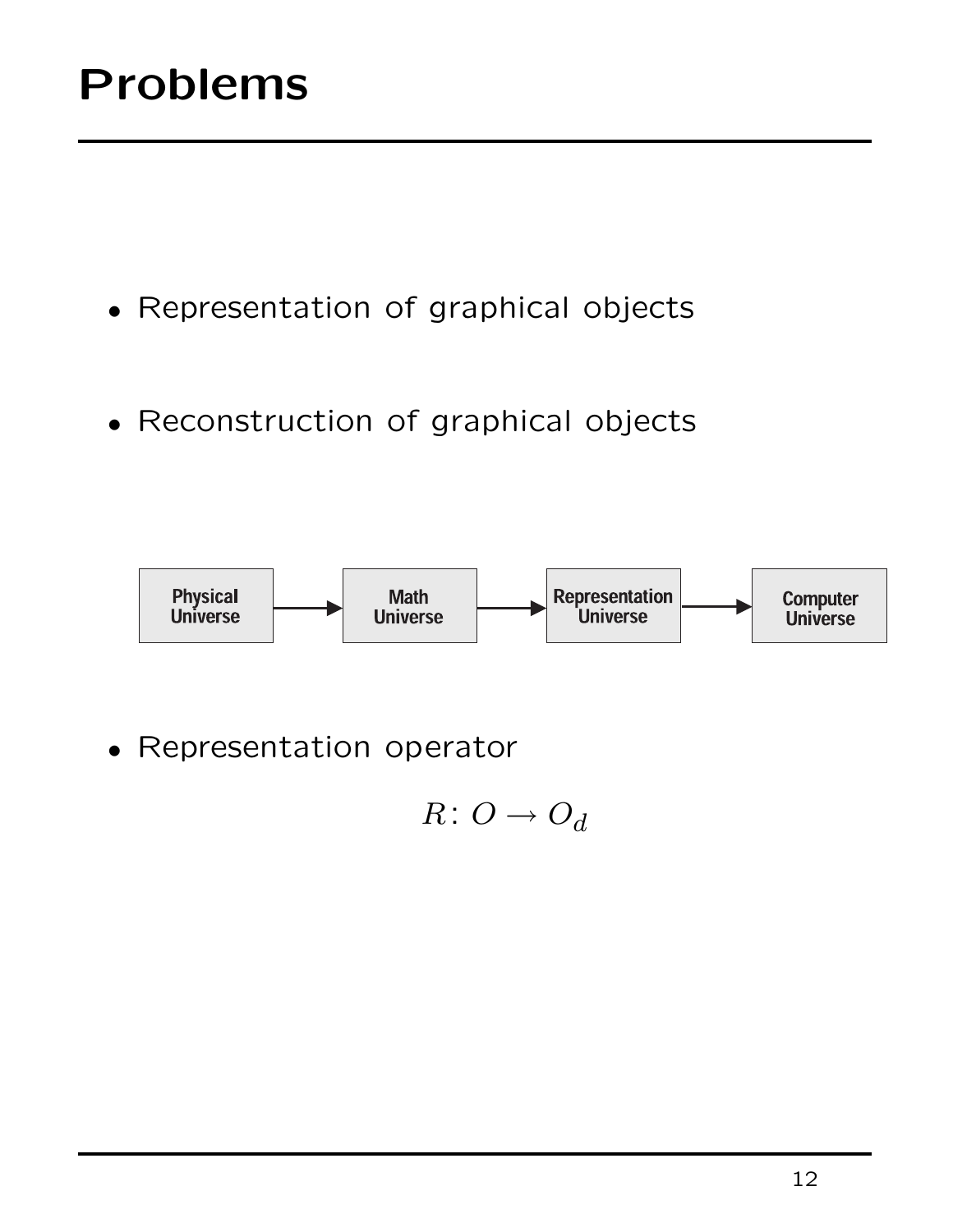# Problems

- Representation of graphical objects
- Reconstruction of graphical objects

Physical Universe → Math Universe → Representation Universe → Computer Universe

- Representation operator

$$R\colon O \to O_d$$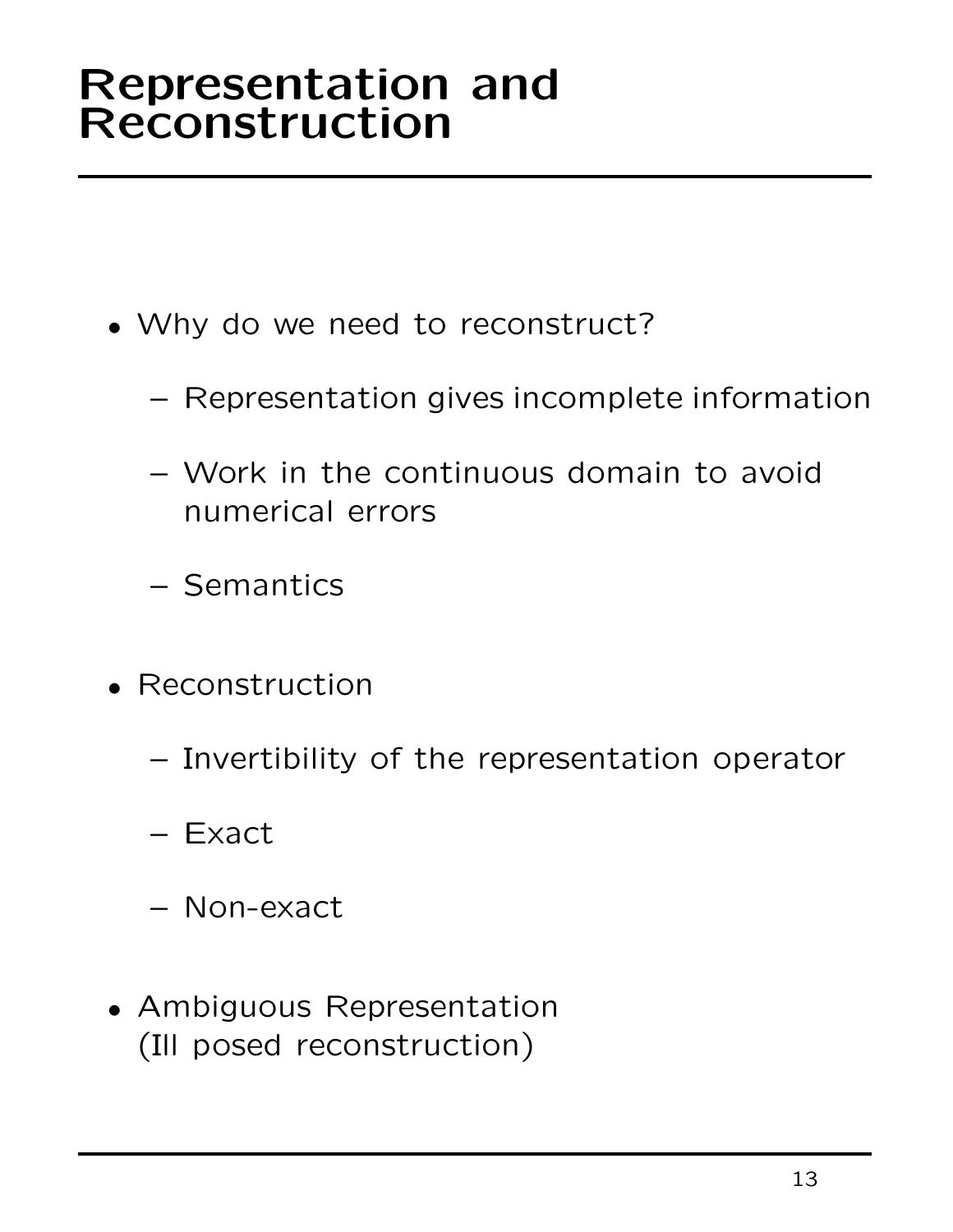# Representation and Reconstruction

- Why do we need to reconstruct?
  - Representation gives incomplete information
  - Work in the continuous domain to avoid numerical errors
  - Semantics
- Reconstruction
  - Invertibility of the representation operator
  - Exact
  - Non-exact
- Ambiguous Representation (Ill posed reconstruction)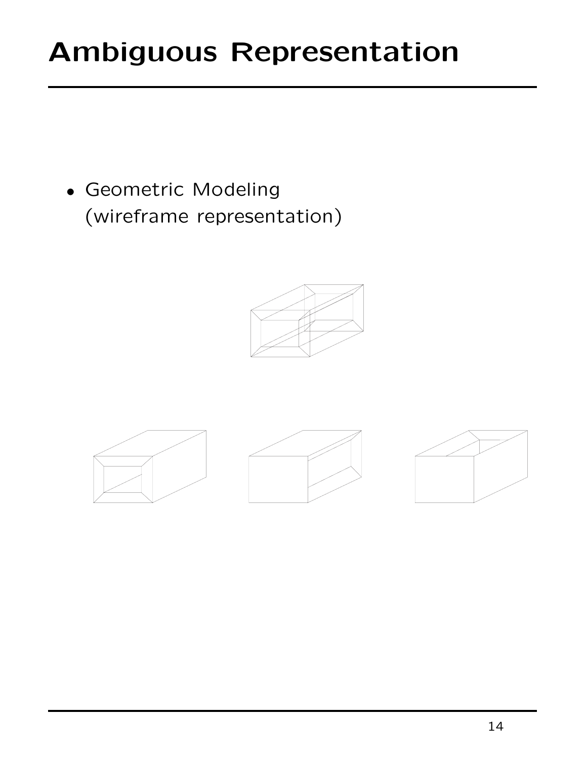# Ambiguous Representation

- Geometric Modeling
  (wireframe representation)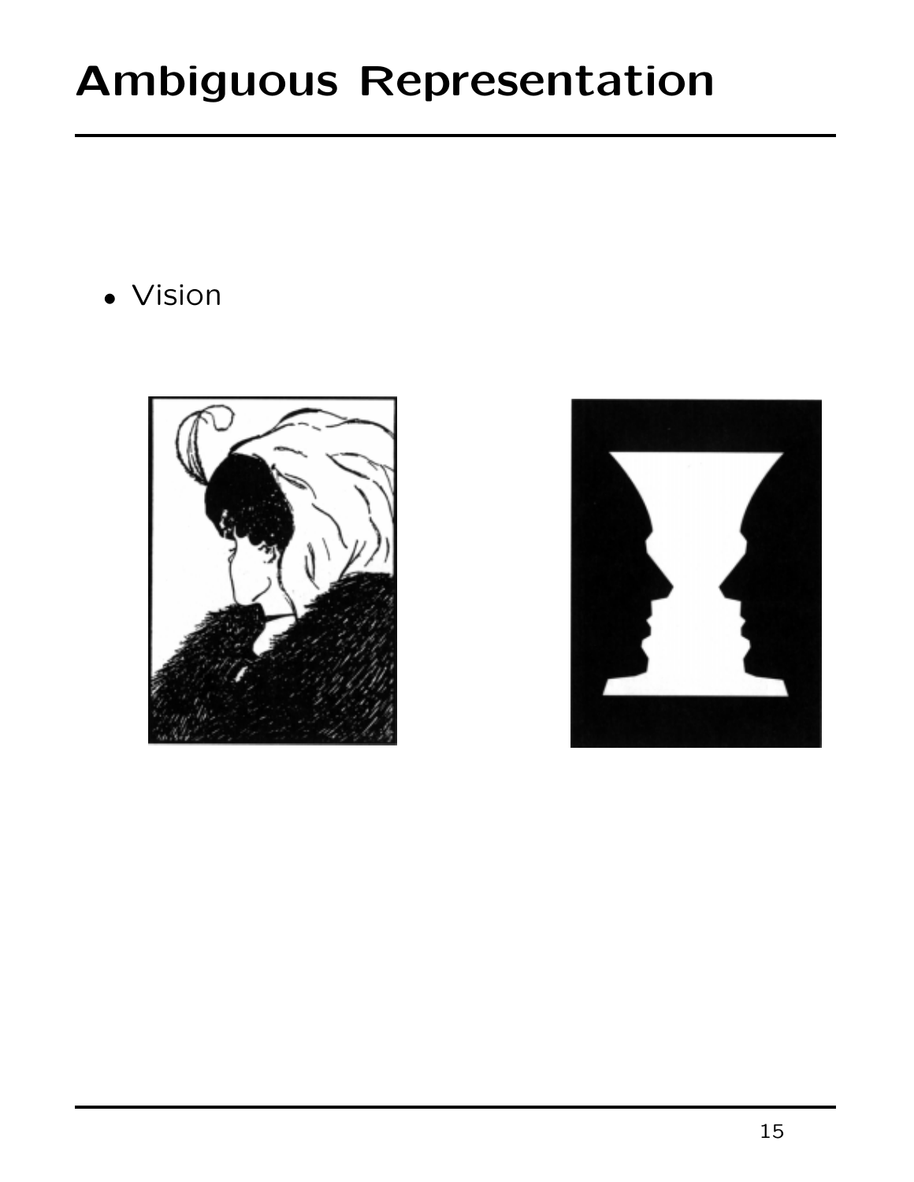# Ambiguous Representation

- Vision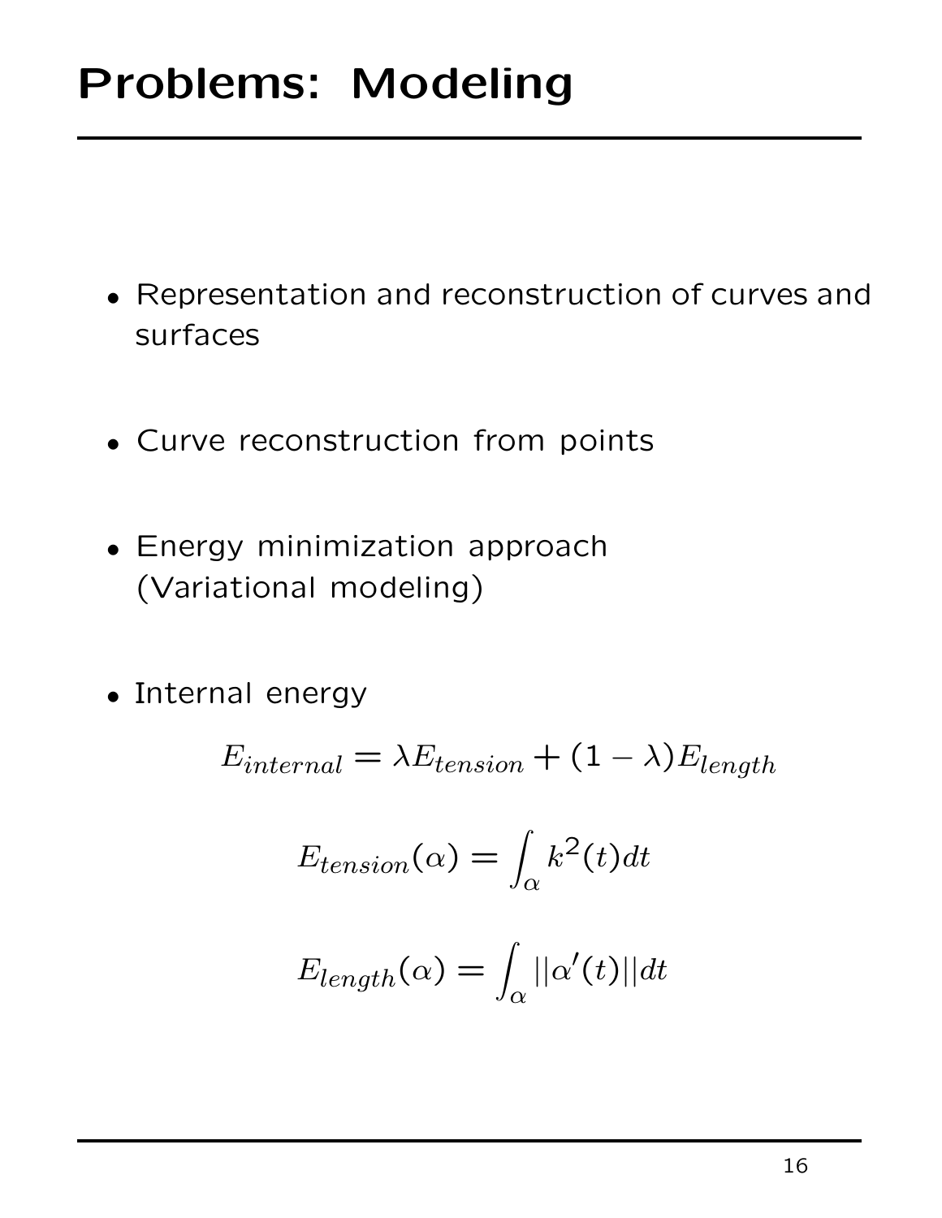# Problems: Modeling

- Representation and reconstruction of curves and surfaces
- Curve reconstruction from points
- Energy minimization approach (Variational modeling)
- Internal energy

$$E_{internal} = \lambda E_{tension} + (1 - \lambda) E_{length}$$

$$E_{tension}(\alpha) = \int_{\alpha} k^2(t) dt$$

$$E_{length}(\alpha) = \int_{\alpha} ||\alpha'(t)|| dt$$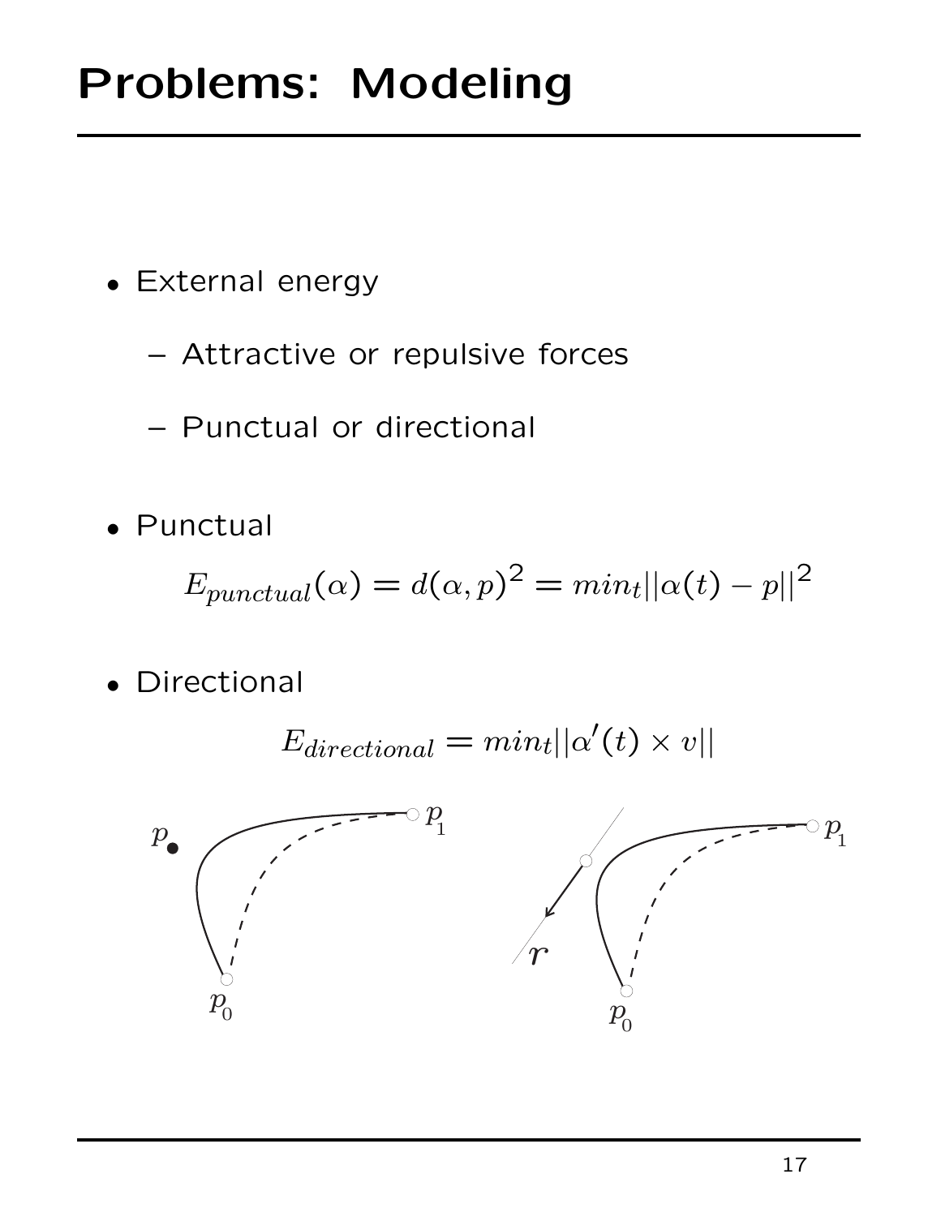# Problems: Modeling

- External energy
  - Attractive or repulsive forces
  - Punctual or directional
- Punctual

$$E_{punctual}(\alpha) = d(\alpha, p)^2 = min_t ||\alpha(t) - p||^2$$

- Directional

$$E_{directional} = min_t ||\alpha'(t) \times v||$$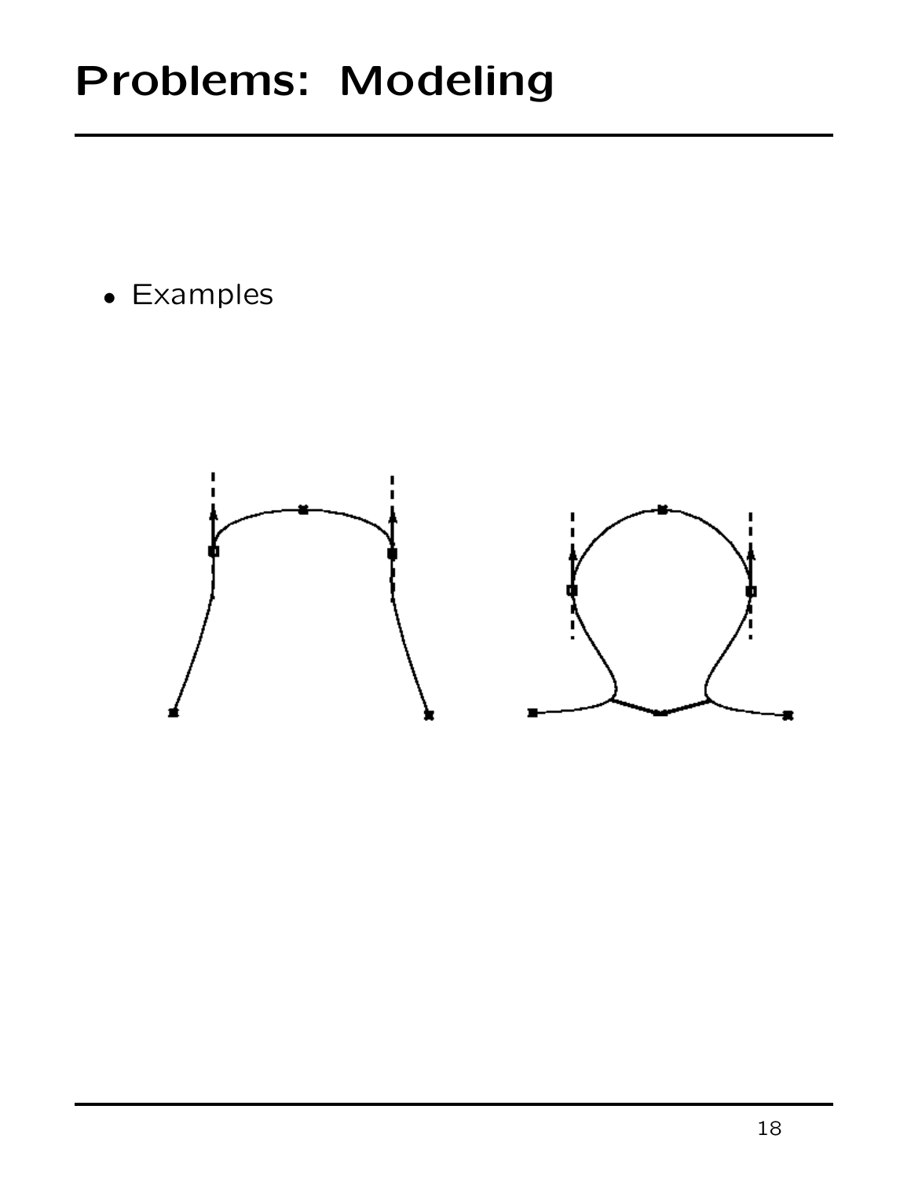# Problems: Modeling

- Examples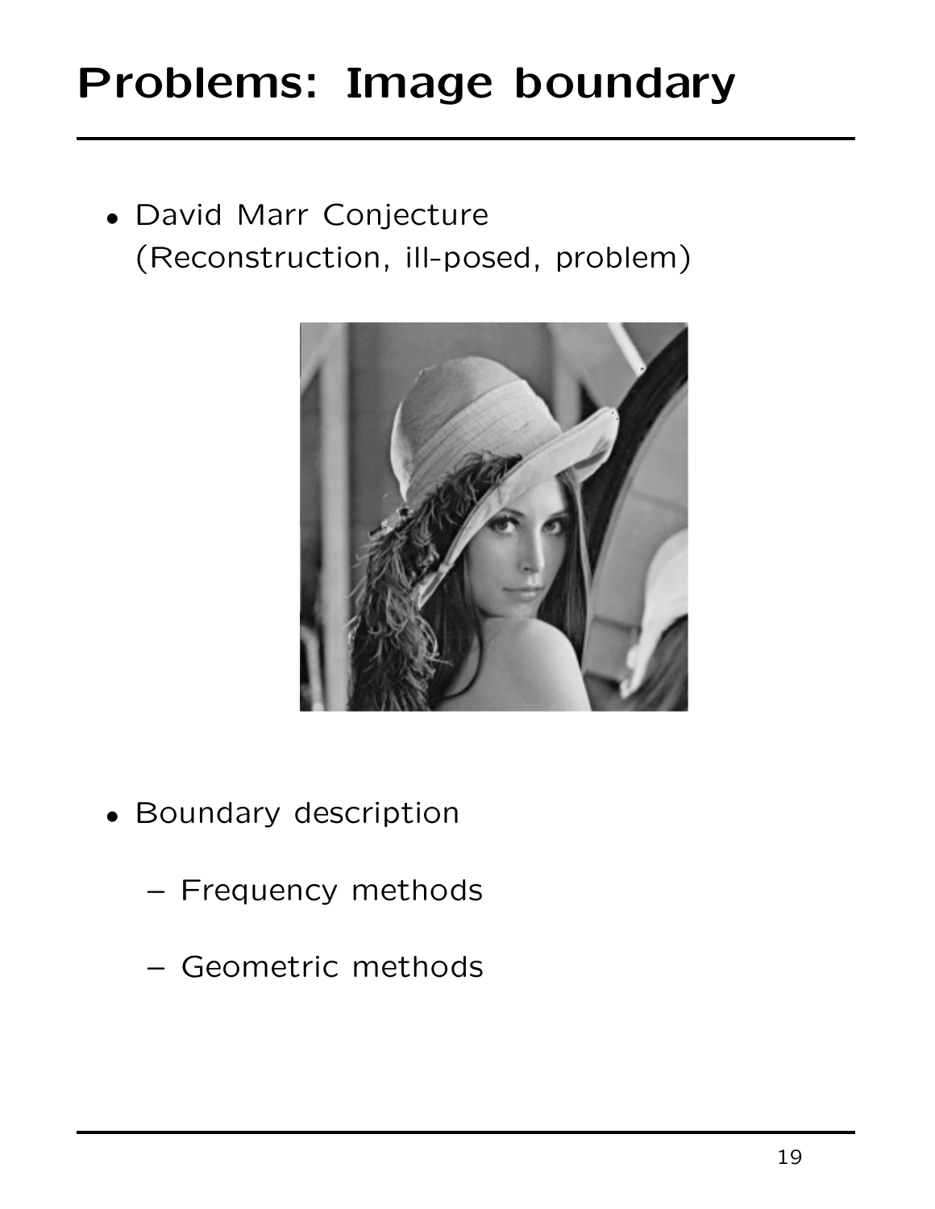# Problems: Image boundary

- David Marr Conjecture
  (Reconstruction, ill-posed, problem)

- Boundary description
  - Frequency methods
  - Geometric methods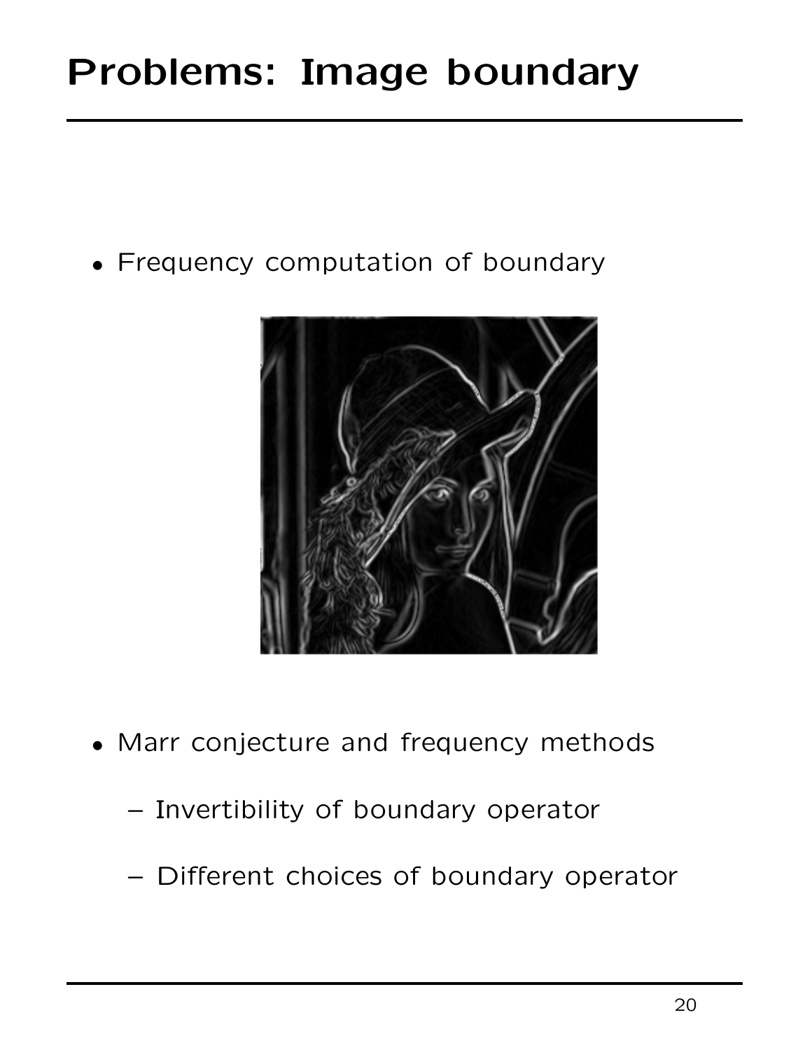# Problems: Image boundary

- Frequency computation of boundary

- Marr conjecture and frequency methods
  - Invertibility of boundary operator
  - Different choices of boundary operator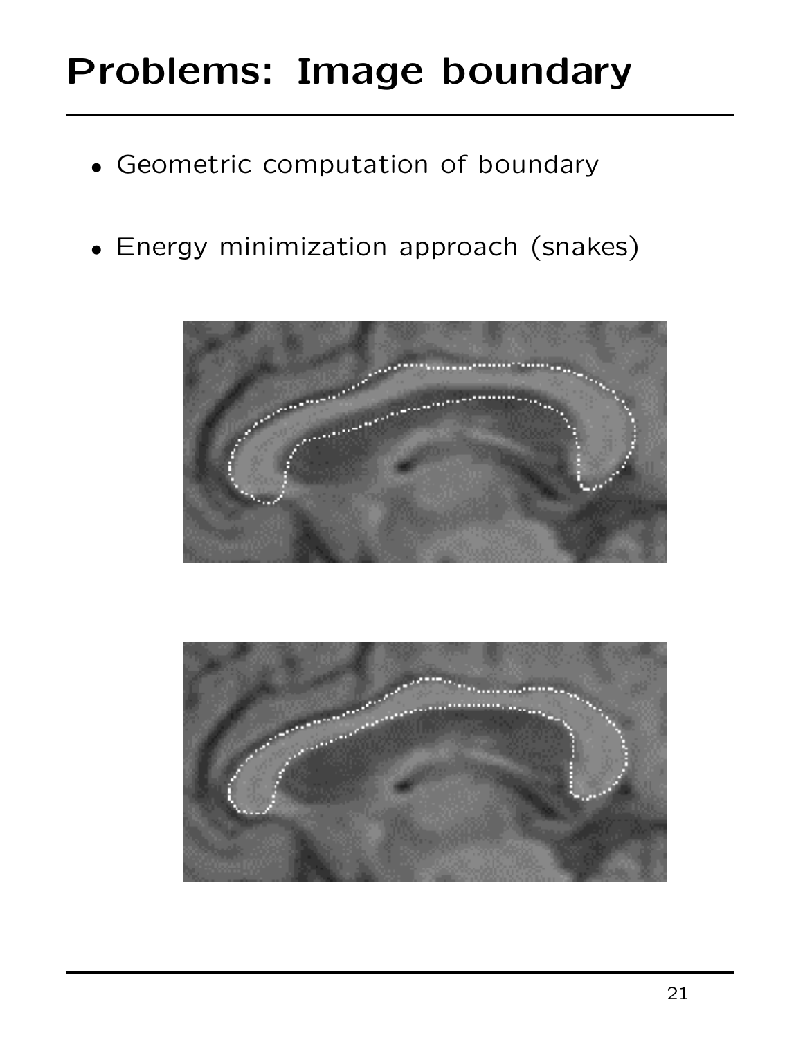# Problems: Image boundary

- Geometric computation of boundary
- Energy minimization approach (snakes)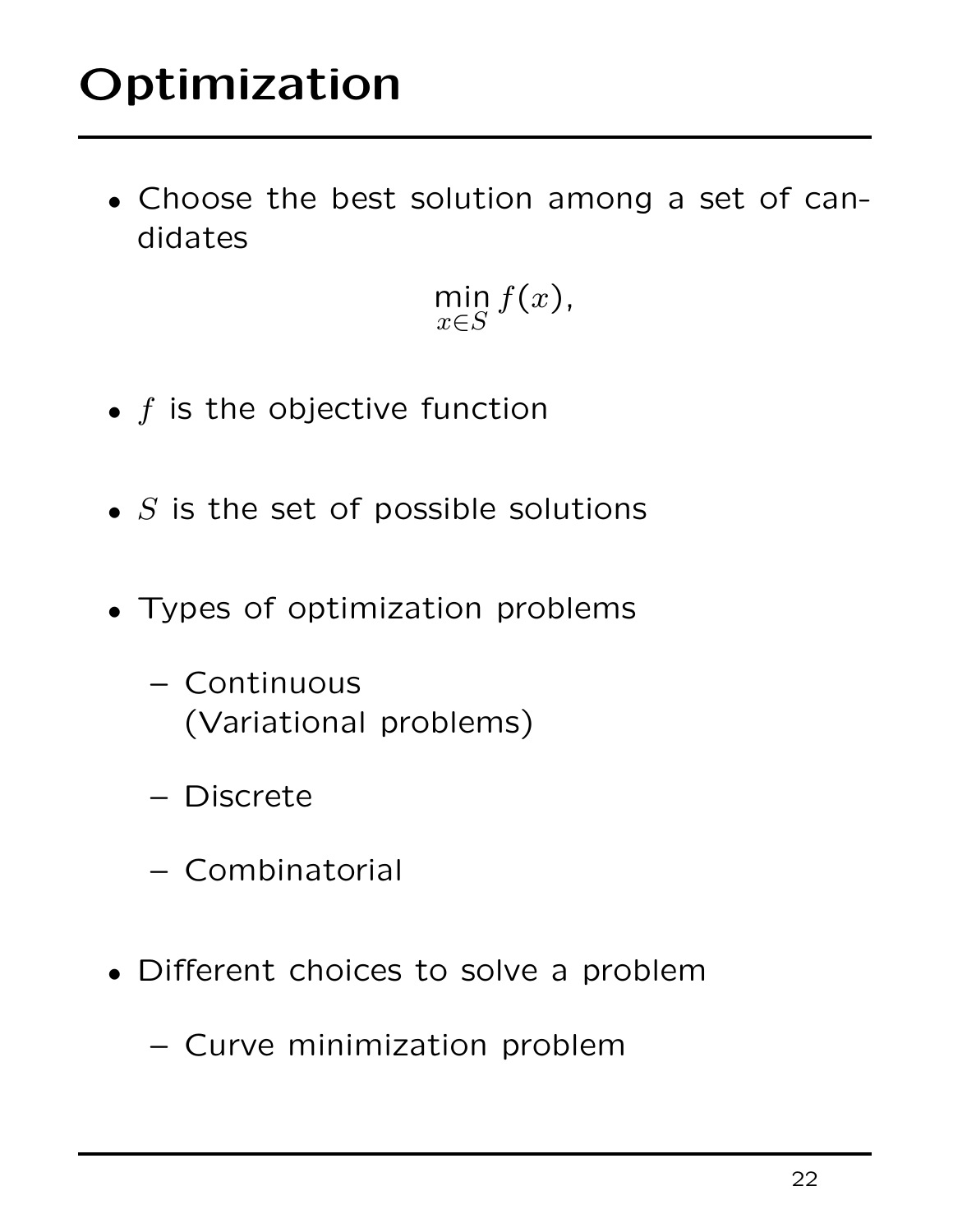# Optimization

- Choose the best solution among a set of candidates

$$\min_{x \in S} f(x),$$

- $f$ is the objective function

- $S$ is the set of possible solutions

- Types of optimization problems
  - Continuous (Variational problems)
  - Discrete
  - Combinatorial

- Different choices to solve a problem
  - Curve minimization problem